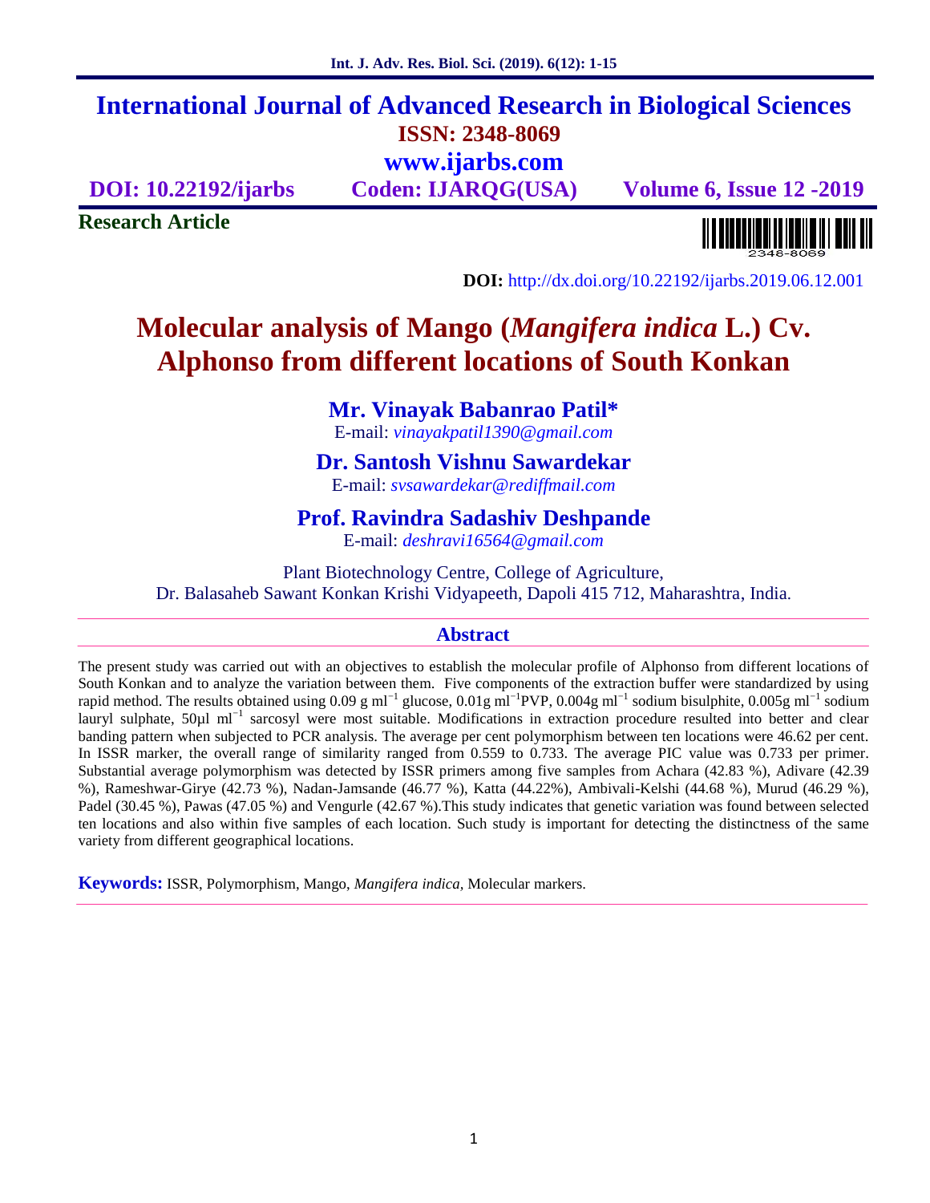# International Journal of Advanced Research in Biological Sciences

**ISSN: 2348-8069**

**www.ijarbs.com**

**DOI: 10.22192/ijarbs** **Coden: IJARQG(USA)** **Volume 6, Issue 12 -2019**

**Research Article**

**DOI:** http://dx.doi.org/10.22192/ijarbs.2019.06.12.001

# Molecular analysis of Mango (*Mangifera indica* L.) Cv. Alphonso from different locations of South Konkan

**Mr. Vinayak Babanrao Patil***

E-mail: *vinayakpatil1390@gmail.com*

**Dr. Santosh Vishnu Sawardekar**

E-mail: *svsawardekar@rediffmail.com*

**Prof. Ravindra Sadashiv Deshpande**

E-mail: *deshravi16564@gmail.com*

Plant Biotechnology Centre, College of Agriculture,
Dr. Balasaheb Sawant Konkan Krishi Vidyapeeth, Dapoli 415 712, Maharashtra, India.

## Abstract

The present study was carried out with an objectives to establish the molecular profile of Alphonso from different locations of South Konkan and to analyze the variation between them. Five components of the extraction buffer were standardized by using rapid method. The results obtained using 0.09 g $ml^{-1}$ glucose, 0.01g $ml^{-1}$PVP, 0.004g $ml^{-1}$ sodium bisulphite, 0.005g $ml^{-1}$ sodium lauryl sulphate, 50µl $ml^{-1}$ sarcosyl were most suitable. Modifications in extraction procedure resulted into better and clear banding pattern when subjected to PCR analysis. The average per cent polymorphism between ten locations were 46.62 per cent. In ISSR marker, the overall range of similarity ranged from 0.559 to 0.733. The average PIC value was 0.733 per primer. Substantial average polymorphism was detected by ISSR primers among five samples from Achara (42.83 %), Adivare (42.39 %), Rameshwar-Girye (42.73 %), Nadan-Jamsande (46.77 %), Katta (44.22%), Ambivali-Kelshi (44.68 %), Murud (46.29 %), Padel (30.45 %), Pawas (47.05 %) and Vengurle (42.67 %).This study indicates that genetic variation was found between selected ten locations and also within five samples of each location. Such study is important for detecting the distinctness of the same variety from different geographical locations.

**Keywords:** ISSR, Polymorphism, Mango, *Mangifera indica*, Molecular markers.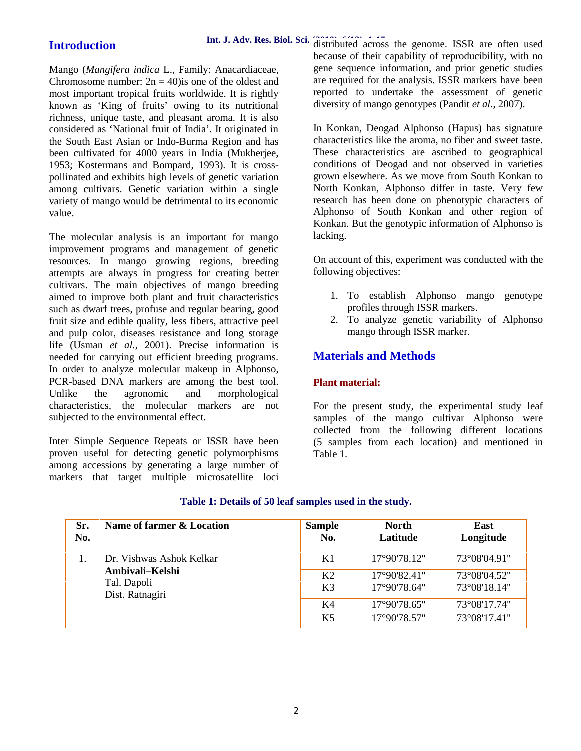## Introduction

Mango (*Mangifera indica* L., Family: Anacardiaceae, Chromosome number: 2n = 40)is one of the oldest and most important tropical fruits worldwide. It is rightly known as 'King of fruits' owing to its nutritional richness, unique taste, and pleasant aroma. It is also considered as 'National fruit of India'. It originated in the South East Asian or Indo-Burma Region and has been cultivated for 4000 years in India (Mukherjee, 1953; Kostermans and Bompard, 1993). It is cross-pollinated and exhibits high levels of genetic variation among cultivars. Genetic variation within a single variety of mango would be detrimental to its economic value.

The molecular analysis is an important for mango improvement programs and management of genetic resources. In mango growing regions, breeding attempts are always in progress for creating better cultivars. The main objectives of mango breeding aimed to improve both plant and fruit characteristics such as dwarf trees, profuse and regular bearing, good fruit size and edible quality, less fibers, attractive peel and pulp color, diseases resistance and long storage life (Usman *et al.*, 2001). Precise information is needed for carrying out efficient breeding programs. In order to analyze molecular makeup in Alphonso, PCR-based DNA markers are among the best tool. Unlike the agronomic and morphological characteristics, the molecular markers are not subjected to the environmental effect.

Inter Simple Sequence Repeats or ISSR have been proven useful for detecting genetic polymorphisms among accessions by generating a large number of markers that target multiple microsatellite loci distributed across the genome. ISSR are often used because of their capability of reproducibility, with no gene sequence information, and prior genetic studies are required for the analysis. ISSR markers have been reported to undertake the assessment of genetic diversity of mango genotypes (Pandit *et al*., 2007).

In Konkan, Deogad Alphonso (Hapus) has signature characteristics like the aroma, no fiber and sweet taste. These characteristics are ascribed to geographical conditions of Deogad and not observed in varieties grown elsewhere. As we move from South Konkan to North Konkan, Alphonso differ in taste. Very few research has been done on phenotypic characters of Alphonso of South Konkan and other region of Konkan. But the genotypic information of Alphonso is lacking.

On account of this, experiment was conducted with the following objectives:

1. To establish Alphonso mango genotype profiles through ISSR markers.
2. To analyze genetic variability of Alphonso mango through ISSR marker.

## Materials and Methods

### Plant material:

For the present study, the experimental study leaf samples of the mango cultivar Alphonso were collected from the following different locations (5 samples from each location) and mentioned in Table 1.

**Table 1: Details of 50 leaf samples used in the study.**

| Sr. No. | Name of farmer & Location | Sample No. | North Latitude | East Longitude |
|---|---|---|---|---|
| 1. | Dr. Vishwas Ashok Kelkar **Ambivali–Kelshi** Tal. Dapoli Dist. Ratnagiri | K1 | 17°90'78.12" | 73°08'04.91" |
| | | K2 | 17°90'82.41" | 73°08'04.52" |
| | | K3 | 17°90'78.64" | 73°08'18.14" |
| | | K4 | 17°90'78.65" | 73°08'17.74" |
| | | K5 | 17°90'78.57" | 73°08'17.41" |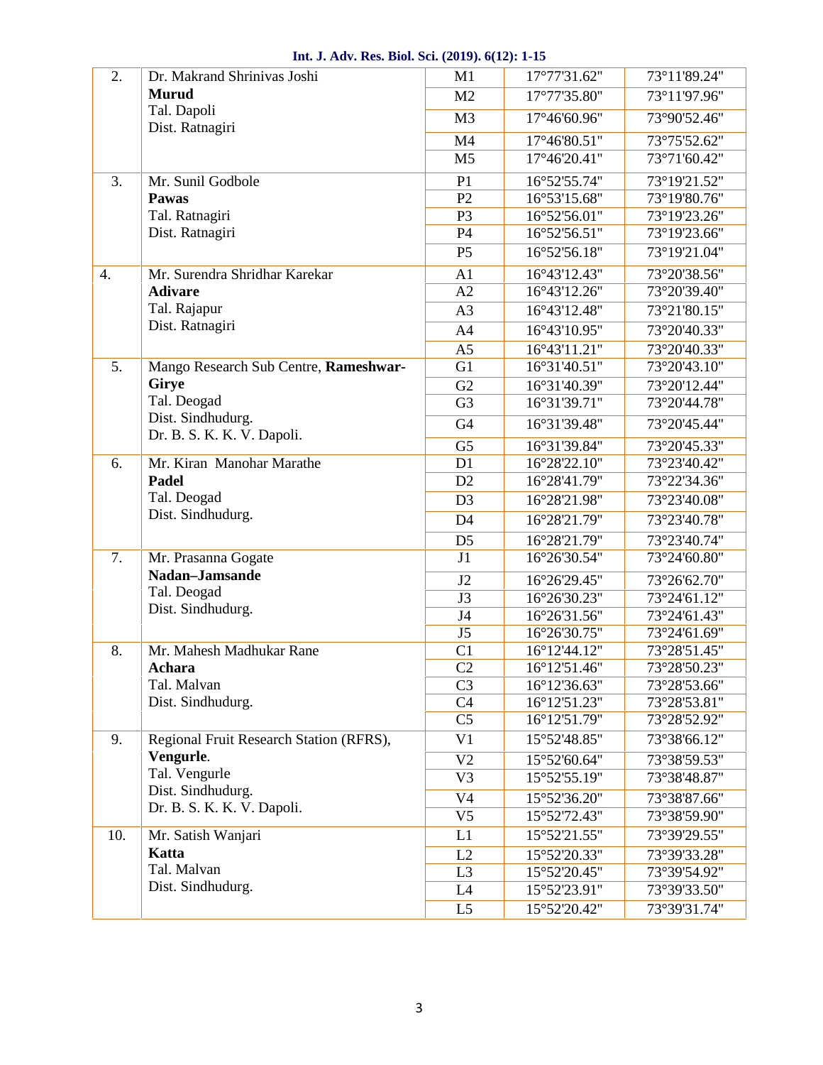| 2. | Dr. Makrand Shrinivas Joshi **Murud** Tal. Dapoli Dist. Ratnagiri | M1 | 17°77'31.62" | 73°11'89.24" |
|---|---|---|---|---|
| | | M2 | 17°77'35.80" | 73°11'97.96" |
| | | M3 | 17°46'60.96" | 73°90'52.46" |
| | | M4 | 17°46'80.51" | 73°75'52.62" |
| | | M5 | 17°46'20.41" | 73°71'60.42" |
| 3. | Mr. Sunil Godbole **Pawas** Tal. Ratnagiri Dist. Ratnagiri | P1 | 16°52'55.74" | 73°19'21.52" |
| | | P2 | 16°53'15.68" | 73°19'80.76" |
| | | P3 | 16°52'56.01" | 73°19'23.26" |
| | | P4 | 16°52'56.51" | 73°19'23.66" |
| | | P5 | 16°52'56.18" | 73°19'21.04" |
| 4. | Mr. Surendra Shridhar Karekar **Adivare** Tal. Rajapur Dist. Ratnagiri | A1 | 16°43'12.43" | 73°20'38.56" |
| | | A2 | 16°43'12.26" | 73°20'39.40" |
| | | A3 | 16°43'12.48" | 73°21'80.15" |
| | | A4 | 16°43'10.95" | 73°20'40.33" |
| | | A5 | 16°43'11.21" | 73°20'40.33" |
| 5. | Mango Research Sub Centre, **Rameshwar-Girye** Tal. Deogad Dist. Sindhudurg. Dr. B. S. K. K. V. Dapoli. | G1 | 16°31'40.51" | 73°20'43.10" |
| | | G2 | 16°31'40.39" | 73°20'12.44" |
| | | G3 | 16°31'39.71" | 73°20'44.78" |
| | | G4 | 16°31'39.48" | 73°20'45.44" |
| | | G5 | 16°31'39.84" | 73°20'45.33" |
| 6. | Mr. Kiran Manohar Marathe **Padel** Tal. Deogad Dist. Sindhudurg. | D1 | 16°28'22.10" | 73°23'40.42" |
| | | D2 | 16°28'41.79" | 73°22'34.36" |
| | | D3 | 16°28'21.98" | 73°23'40.08" |
| | | D4 | 16°28'21.79" | 73°23'40.78" |
| | | D5 | 16°28'21.79" | 73°23'40.74" |
| 7. | Mr. Prasanna Gogate **Nadan–Jamsande** Tal. Deogad Dist. Sindhudurg. | J1 | 16°26'30.54" | 73°24'60.80" |
| | | J2 | 16°26'29.45" | 73°26'62.70" |
| | | J3 | 16°26'30.23" | 73°24'61.12" |
| | | J4 | 16°26'31.56" | 73°24'61.43" |
| | | J5 | 16°26'30.75" | 73°24'61.69" |
| 8. | Mr. Mahesh Madhukar Rane **Achara** Tal. Malvan Dist. Sindhudurg. | C1 | 16°12'44.12" | 73°28'51.45" |
| | | C2 | 16°12'51.46" | 73°28'50.23" |
| | | C3 | 16°12'36.63" | 73°28'53.66" |
| | | C4 | 16°12'51.23" | 73°28'53.81" |
| | | C5 | 16°12'51.79" | 73°28'52.92" |
| 9. | Regional Fruit Research Station (RFRS), **Vengurle**. Tal. Vengurle Dist. Sindhudurg. Dr. B. S. K. K. V. Dapoli. | V1 | 15°52'48.85" | 73°38'66.12" |
| | | V2 | 15°52'60.64" | 73°38'59.53" |
| | | V3 | 15°52'55.19" | 73°38'48.87" |
| | | V4 | 15°52'36.20" | 73°38'87.66" |
| | | V5 | 15°52'72.43" | 73°38'59.90" |
| 10. | Mr. Satish Wanjari **Katta** Tal. Malvan Dist. Sindhudurg. | L1 | 15°52'21.55" | 73°39'29.55" |
| | | L2 | 15°52'20.33" | 73°39'33.28" |
| | | L3 | 15°52'20.45" | 73°39'54.92" |
| | | L4 | 15°52'23.91" | 73°39'33.50" |
| | | L5 | 15°52'20.42" | 73°39'31.74" |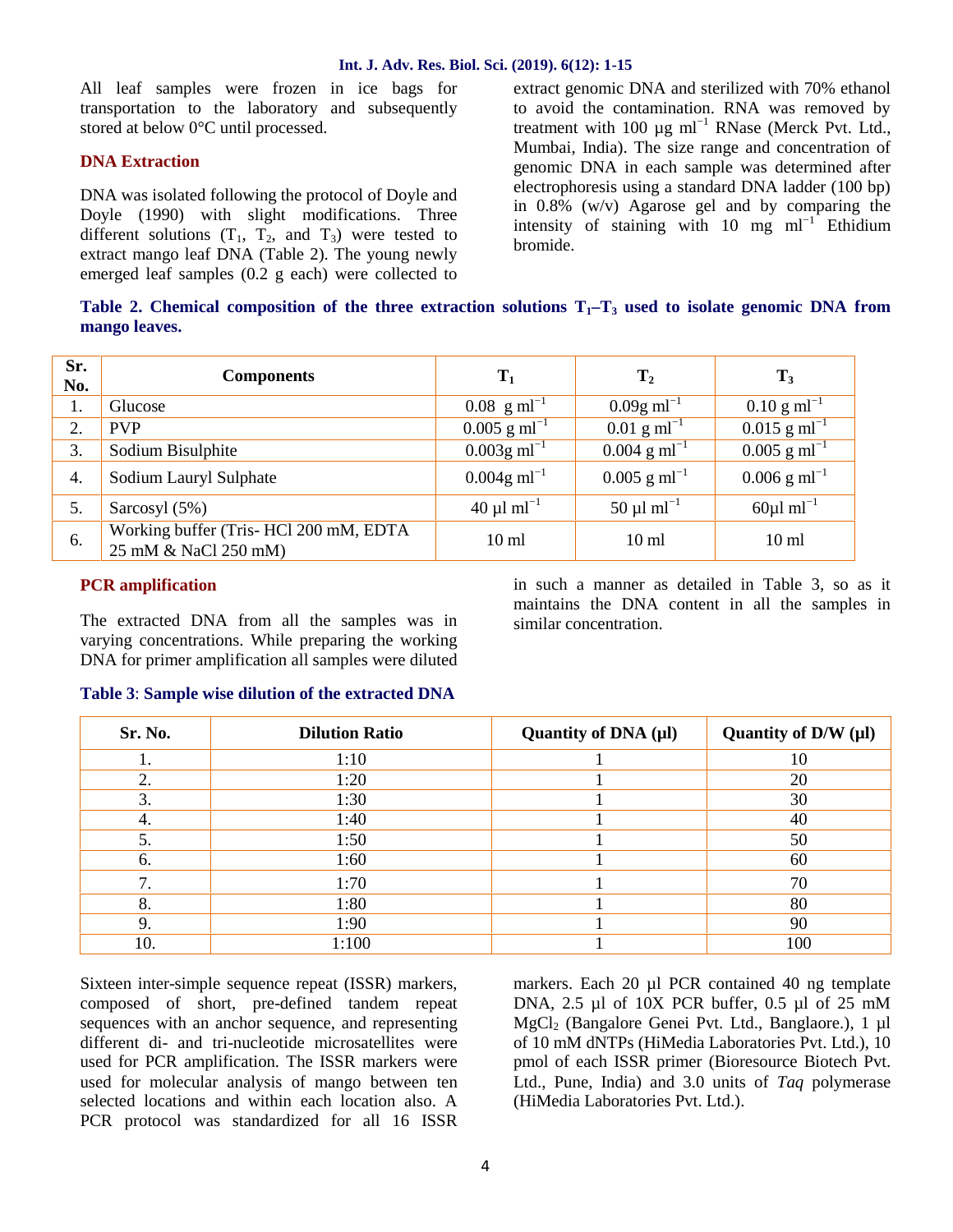All leaf samples were frozen in ice bags for transportation to the laboratory and subsequently stored at below 0°C until processed.

### DNA Extraction

DNA was isolated following the protocol of Doyle and Doyle (1990) with slight modifications. Three different solutions ($T_1$, $T_2$, and $T_3$) were tested to extract mango leaf DNA (Table 2). The young newly emerged leaf samples (0.2 g each) were collected to extract genomic DNA and sterilized with 70% ethanol to avoid the contamination. RNA was removed by treatment with 100 µg $ml^{-1}$ RNase (Merck Pvt. Ltd., Mumbai, India). The size range and concentration of genomic DNA in each sample was determined after electrophoresis using a standard DNA ladder (100 bp) in 0.8% (w/v) Agarose gel and by comparing the intensity of staining with 10 mg $ml^{-1}$ Ethidium bromide.

**Table 2. Chemical composition of the three extraction solutions $T_1$–$T_3$ used to isolate genomic DNA from mango leaves.**

| Sr. No. | Components | $T_1$ | $T_2$ | $T_3$ |
|---|---|---|---|---|
| 1. | Glucose | 0.08 g $ml^{-1}$ | 0.09g $ml^{-1}$ | 0.10 g $ml^{-1}$ |
| 2. | PVP | 0.005 g $ml^{-1}$ | 0.01 g $ml^{-1}$ | 0.015 g $ml^{-1}$ |
| 3. | Sodium Bisulphite | 0.003g $ml^{-1}$ | 0.004 g $ml^{-1}$ | 0.005 g $ml^{-1}$ |
| 4. | Sodium Lauryl Sulphate | 0.004g $ml^{-1}$ | 0.005 g $ml^{-1}$ | 0.006 g $ml^{-1}$ |
| 5. | Sarcosyl (5%) | 40 µl $ml^{-1}$ | 50 µl $ml^{-1}$ | 60µl $ml^{-1}$ |
| 6. | Working buffer (Tris- HCl 200 mM, EDTA 25 mM & NaCl 250 mM) | 10 ml | 10 ml | 10 ml |

### PCR amplification

The extracted DNA from all the samples was in varying concentrations. While preparing the working DNA for primer amplification all samples were diluted in such a manner as detailed in Table 3, so as it maintains the DNA content in all the samples in similar concentration.

**Table 3**: **Sample wise dilution of the extracted DNA**

| Sr. No. | Dilution Ratio | Quantity of DNA (µl) | Quantity of D/W (µl) |
|---|---|---|---|
| 1. | 1:10 | 1 | 10 |
| 2. | 1:20 | 1 | 20 |
| 3. | 1:30 | 1 | 30 |
| 4. | 1:40 | 1 | 40 |
| 5. | 1:50 | 1 | 50 |
| 6. | 1:60 | 1 | 60 |
| 7. | 1:70 | 1 | 70 |
| 8. | 1:80 | 1 | 80 |
| 9. | 1:90 | 1 | 90 |
| 10. | 1:100 | 1 | 100 |

Sixteen inter-simple sequence repeat (ISSR) markers, composed of short, pre-defined tandem repeat sequences with an anchor sequence, and representing different di- and tri-nucleotide microsatellites were used for PCR amplification. The ISSR markers were used for molecular analysis of mango between ten selected locations and within each location also. A PCR protocol was standardized for all 16 ISSR markers. Each 20 µl PCR contained 40 ng template DNA, 2.5 µl of 10X PCR buffer, 0.5 µl of 25 mM $MgCl_2$ (Bangalore Genei Pvt. Ltd., Banglaore.), 1 µl of 10 mM dNTPs (HiMedia Laboratories Pvt. Ltd.), 10 pmol of each ISSR primer (Bioresource Biotech Pvt. Ltd., Pune, India) and 3.0 units of *Taq* polymerase (HiMedia Laboratories Pvt. Ltd.).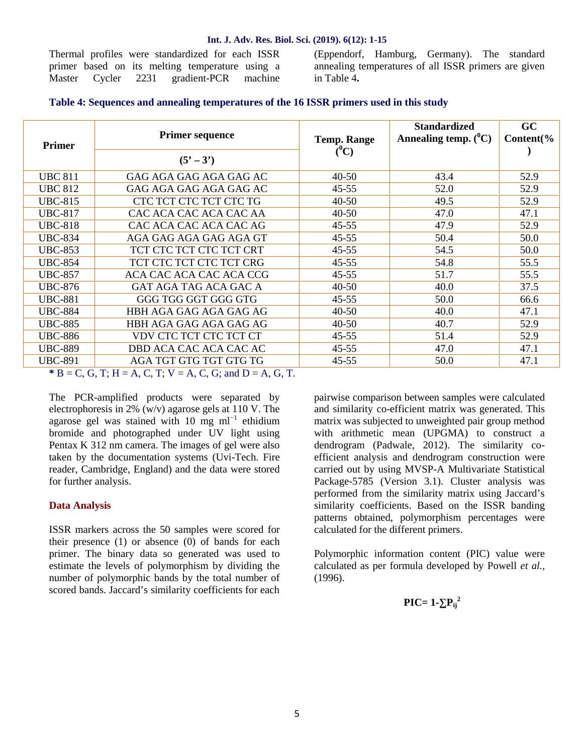Thermal profiles were standardized for each ISSR primer based on its melting temperature using a Master Cycler 2231 gradient-PCR machine (Eppendorf, Hamburg, Germany). The standard annealing temperatures of all ISSR primers are given in Table 4**.**

**Table 4: Sequences and annealing temperatures of the 16 ISSR primers used in this study**

| Primer | Primer sequence (5' – 3') | Temp. Range (⁰C) | Standardized Annealing temp. (⁰C) | GC Content(%) |
|---|---|---|---|---|
| UBC 811 | GAG AGA GAG AGA GAG AC | 40-50 | 43.4 | 52.9 |
| UBC 812 | GAG AGA GAG AGA GAG AC | 45-55 | 52.0 | 52.9 |
| UBC-815 | CTC TCT CTC TCT CTC TG | 40-50 | 49.5 | 52.9 |
| UBC-817 | CAC ACA CAC ACA CAC AA | 40-50 | 47.0 | 47.1 |
| UBC-818 | CAC ACA CAC ACA CAC AG | 45-55 | 47.9 | 52.9 |
| UBC-834 | AGA GAG AGA GAG AGA GT | 45-55 | 50.4 | 50.0 |
| UBC-853 | TCT CTC TCT CTC TCT CRT | 45-55 | 54.5 | 50.0 |
| UBC-854 | TCT CTC TCT CTC TCT CRG | 45-55 | 54.8 | 55.5 |
| UBC-857 | ACA CAC ACA CAC ACA CCG | 45-55 | 51.7 | 55.5 |
| UBC-876 | GAT AGA TAG ACA GAC A | 40-50 | 40.0 | 37.5 |
| UBC-881 | GGG TGG GGT GGG GTG | 45-55 | 50.0 | 66.6 |
| UBC-884 | HBH AGA GAG AGA GAG AG | 40-50 | 40.0 | 47.1 |
| UBC-885 | HBH AGA GAG AGA GAG AG | 40-50 | 40.7 | 52.9 |
| UBC-886 | VDV CTC TCT CTC TCT CT | 45-55 | 51.4 | 52.9 |
| UBC-889 | DBD ACA CAC ACA CAC AC | 45-55 | 47.0 | 47.1 |
| UBC-891 | AGA TGT GTG TGT GTG TG | 45-55 | 50.0 | 47.1 |

**\*** B = C, G, T; H = A, C, T; V = A, C, G; and D = A, G, T.

The PCR-amplified products were separated by electrophoresis in 2% (w/v) agarose gels at 110 V. The agarose gel was stained with 10 mg $ml^{-1}$ ethidium bromide and photographed under UV light using Pentax K 312 nm camera. The images of gel were also taken by the documentation systems (Uvi-Tech. Fire reader, Cambridge, England) and the data were stored for further analysis.

## Data Analysis

ISSR markers across the 50 samples were scored for their presence (1) or absence (0) of bands for each primer. The binary data so generated was used to estimate the levels of polymorphism by dividing the number of polymorphic bands by the total number of scored bands. Jaccard's similarity coefficients for each pairwise comparison between samples were calculated and similarity co-efficient matrix was generated. This matrix was subjected to unweighted pair group method with arithmetic mean (UPGMA) to construct a dendrogram (Padwale, 2012). The similarity co-efficient analysis and dendrogram construction were carried out by using MVSP-A Multivariate Statistical Package-5785 (Version 3.1). Cluster analysis was performed from the similarity matrix using Jaccard's similarity coefficients. Based on the ISSR banding patterns obtained, polymorphism percentages were calculated for the different primers.

Polymorphic information content (PIC) value were calculated as per formula developed by Powell *et al.,* (1996).

$$\mathbf{PIC = 1 - \sum P_{ij}^{2}}$$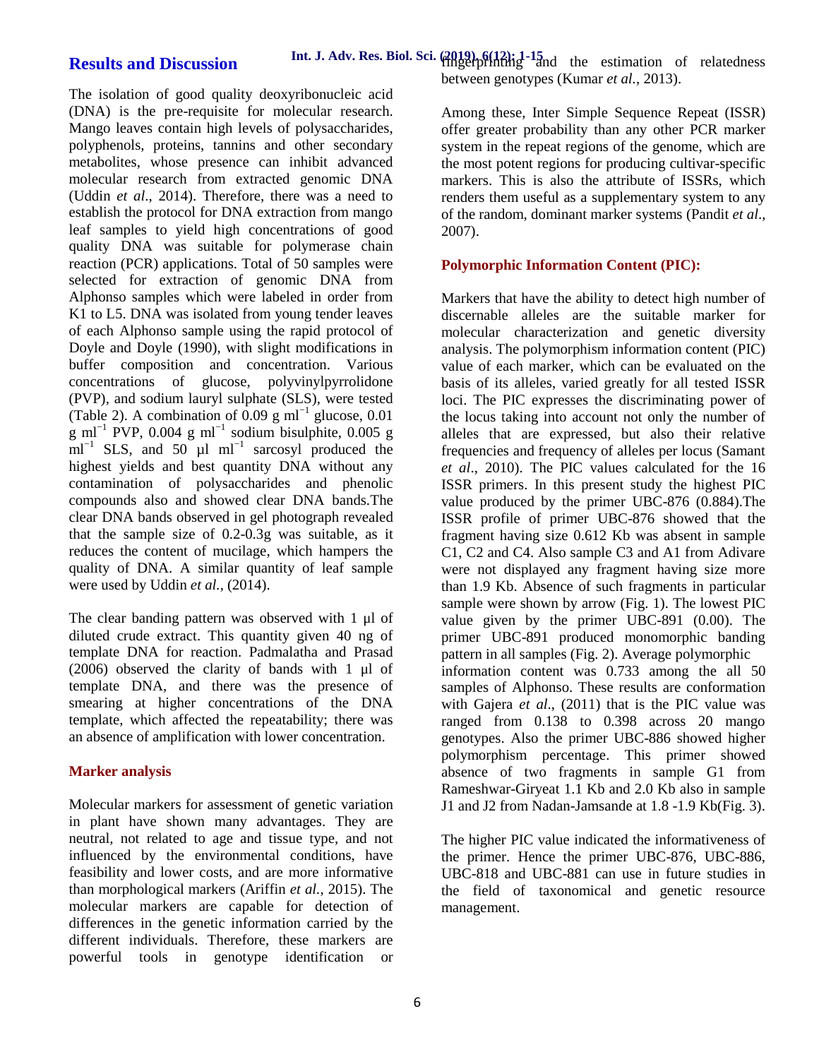## Results and Discussion

The isolation of good quality deoxyribonucleic acid (DNA) is the pre-requisite for molecular research. Mango leaves contain high levels of polysaccharides, polyphenols, proteins, tannins and other secondary metabolites, whose presence can inhibit advanced molecular research from extracted genomic DNA (Uddin *et al*., 2014). Therefore, there was a need to establish the protocol for DNA extraction from mango leaf samples to yield high concentrations of good quality DNA was suitable for polymerase chain reaction (PCR) applications. Total of 50 samples were selected for extraction of genomic DNA from Alphonso samples which were labeled in order from K1 to L5. DNA was isolated from young tender leaves of each Alphonso sample using the rapid protocol of Doyle and Doyle (1990), with slight modifications in buffer composition and concentration. Various concentrations of glucose, polyvinylpyrrolidone (PVP), and sodium lauryl sulphate (SLS), were tested (Table 2). A combination of 0.09 g $ml^{-1}$ glucose, 0.01 g $ml^{-1}$ PVP, 0.004 g $ml^{-1}$ sodium bisulphite, 0.005 g $ml^{-1}$ SLS, and 50 µl $ml^{-1}$ sarcosyl produced the highest yields and best quantity DNA without any contamination of polysaccharides and phenolic compounds also and showed clear DNA bands.The clear DNA bands observed in gel photograph revealed that the sample size of 0.2-0.3g was suitable, as it reduces the content of mucilage, which hampers the quality of DNA. A similar quantity of leaf sample were used by Uddin *et al.*, (2014).

The clear banding pattern was observed with 1 µl of diluted crude extract. This quantity given 40 ng of template DNA for reaction. Padmalatha and Prasad (2006) observed the clarity of bands with 1 µl of template DNA, and there was the presence of smearing at higher concentrations of the DNA template, which affected the repeatability; there was an absence of amplification with lower concentration.

### Marker analysis

Molecular markers for assessment of genetic variation in plant have shown many advantages. They are neutral, not related to age and tissue type, and not influenced by the environmental conditions, have feasibility and lower costs, and are more informative than morphological markers (Ariffin *et al.*, 2015). The molecular markers are capable for detection of differences in the genetic information carried by the different individuals. Therefore, these markers are powerful tools in genotype identification or fingerprinting and the estimation of relatedness between genotypes (Kumar *et al.*, 2013).

Among these, Inter Simple Sequence Repeat (ISSR) offer greater probability than any other PCR marker system in the repeat regions of the genome, which are the most potent regions for producing cultivar-specific markers. This is also the attribute of ISSRs, which renders them useful as a supplementary system to any of the random, dominant marker systems (Pandit *et al*., 2007).

### Polymorphic Information Content (PIC):

Markers that have the ability to detect high number of discernable alleles are the suitable marker for molecular characterization and genetic diversity analysis. The polymorphism information content (PIC) value of each marker, which can be evaluated on the basis of its alleles, varied greatly for all tested ISSR loci. The PIC expresses the discriminating power of the locus taking into account not only the number of alleles that are expressed, but also their relative frequencies and frequency of alleles per locus (Samant *et al*., 2010). The PIC values calculated for the 16 ISSR primers. In this present study the highest PIC value produced by the primer UBC-876 (0.884).The ISSR profile of primer UBC-876 showed that the fragment having size 0.612 Kb was absent in sample C1, C2 and C4. Also sample C3 and A1 from Adivare were not displayed any fragment having size more than 1.9 Kb. Absence of such fragments in particular sample were shown by arrow (Fig. 1). The lowest PIC value given by the primer UBC-891 (0.00). The primer UBC-891 produced monomorphic banding pattern in all samples (Fig. 2). Average polymorphic information content was 0.733 among the all 50 samples of Alphonso. These results are conformation with Gajera *et al*., (2011) that is the PIC value was ranged from 0.138 to 0.398 across 20 mango genotypes. Also the primer UBC-886 showed higher polymorphism percentage. This primer showed absence of two fragments in sample G1 from Rameshwar-Giryeat 1.1 Kb and 2.0 Kb also in sample J1 and J2 from Nadan-Jamsande at 1.8 -1.9 Kb(Fig. 3).

The higher PIC value indicated the informativeness of the primer. Hence the primer UBC-876, UBC-886, UBC-818 and UBC-881 can use in future studies in the field of taxonomical and genetic resource management.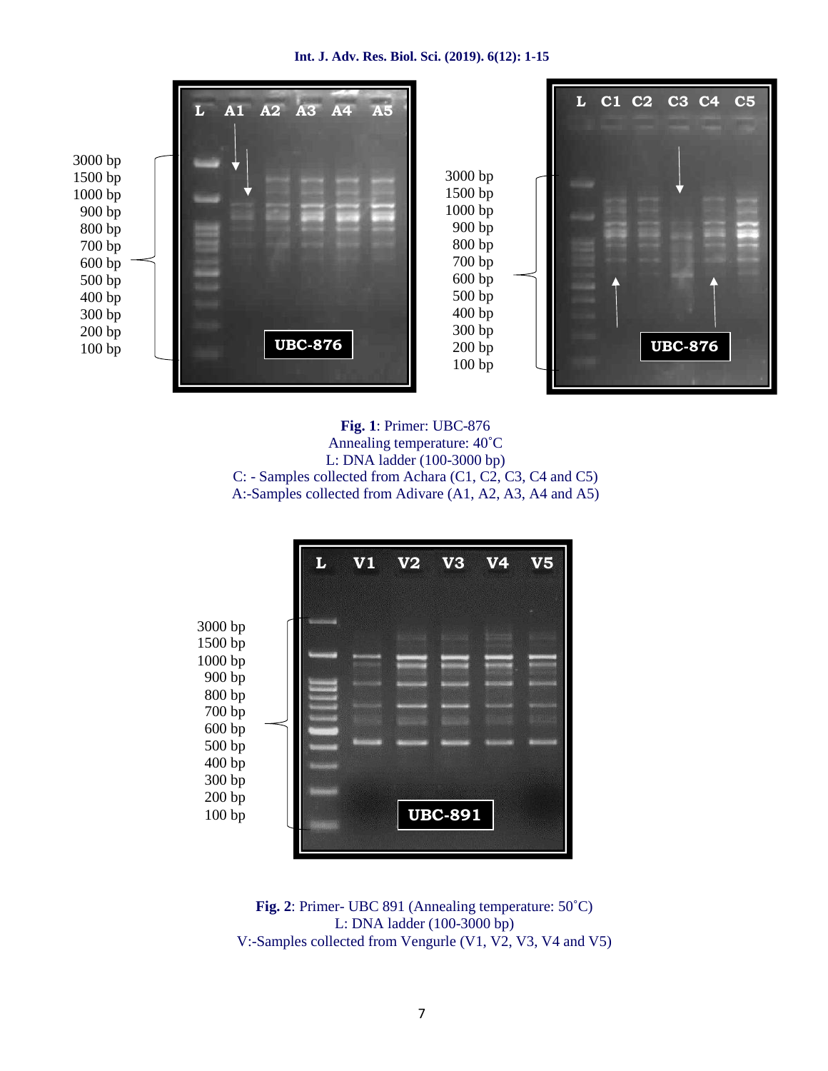**Fig. 1**: Primer: UBC-876
Annealing temperature: 40˚C
L: DNA ladder (100-3000 bp)
C: - Samples collected from Achara (C1, C2, C3, C4 and C5)
A:-Samples collected from Adivare (A1, A2, A3, A4 and A5)

**Fig. 2**: Primer- UBC 891 (Annealing temperature: 50˚C)
L: DNA ladder (100-3000 bp)
V:-Samples collected from Vengurle (V1, V2, V3, V4 and V5)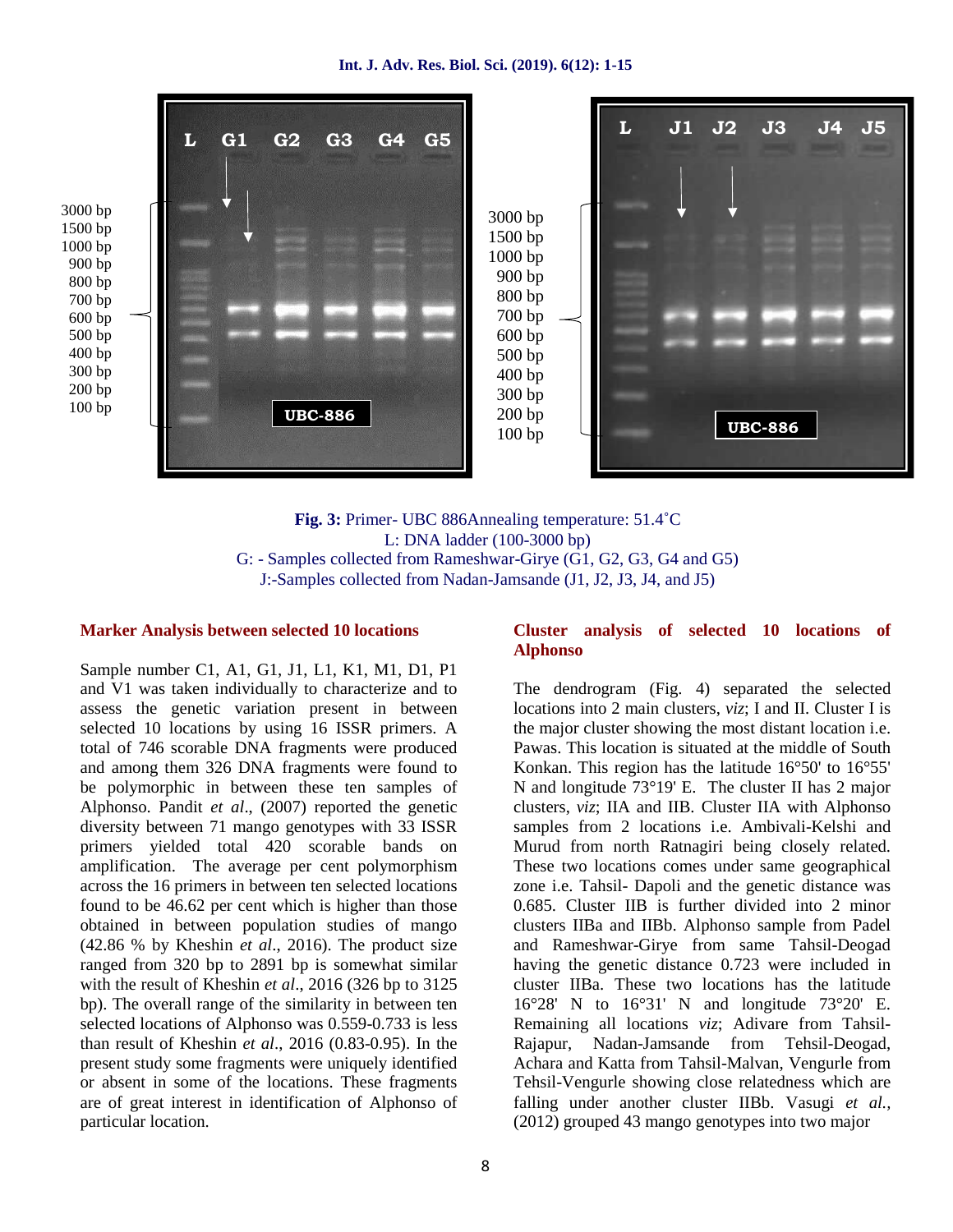**Fig. 3:** Primer- UBC 886Annealing temperature: 51.4˚C
L: DNA ladder (100-3000 bp)
G: - Samples collected from Rameshwar-Girye (G1, G2, G3, G4 and G5)
J:-Samples collected from Nadan-Jamsande (J1, J2, J3, J4, and J5)

### Marker Analysis between selected 10 locations

Sample number C1, A1, G1, J1, L1, K1, M1, D1, P1 and V1 was taken individually to characterize and to assess the genetic variation present in between selected 10 locations by using 16 ISSR primers. A total of 746 scorable DNA fragments were produced and among them 326 DNA fragments were found to be polymorphic in between these ten samples of Alphonso. Pandit *et al*., (2007) reported the genetic diversity between 71 mango genotypes with 33 ISSR primers yielded total 420 scorable bands on amplification. The average per cent polymorphism across the 16 primers in between ten selected locations found to be 46.62 per cent which is higher than those obtained in between population studies of mango (42.86 % by Kheshin *et al*., 2016). The product size ranged from 320 bp to 2891 bp is somewhat similar with the result of Kheshin *et al*., 2016 (326 bp to 3125 bp). The overall range of the similarity in between ten selected locations of Alphonso was 0.559-0.733 is less than result of Kheshin *et al*., 2016 (0.83-0.95). In the present study some fragments were uniquely identified or absent in some of the locations. These fragments are of great interest in identification of Alphonso of particular location.

### Cluster analysis of selected 10 locations of Alphonso

The dendrogram (Fig. 4) separated the selected locations into 2 main clusters, *viz*; I and II. Cluster I is the major cluster showing the most distant location i.e. Pawas. This location is situated at the middle of South Konkan. This region has the latitude 16°50' to 16°55' N and longitude 73°19' E. The cluster II has 2 major clusters, *viz*; IIA and IIB. Cluster IIA with Alphonso samples from 2 locations i.e. Ambivali-Kelshi and Murud from north Ratnagiri being closely related. These two locations comes under same geographical zone i.e. Tahsil- Dapoli and the genetic distance was 0.685. Cluster IIB is further divided into 2 minor clusters IIBa and IIBb. Alphonso sample from Padel and Rameshwar-Girye from same Tahsil-Deogad having the genetic distance 0.723 were included in cluster IIBa. These two locations has the latitude 16°28' N to 16°31' N and longitude 73°20' E. Remaining all locations *viz*; Adivare from Tahsil-Rajapur, Nadan-Jamsande from Tehsil-Deogad, Achara and Katta from Tahsil-Malvan, Vengurle from Tehsil-Vengurle showing close relatedness which are falling under another cluster IIBb. Vasugi *et al.,* (2012) grouped 43 mango genotypes into two major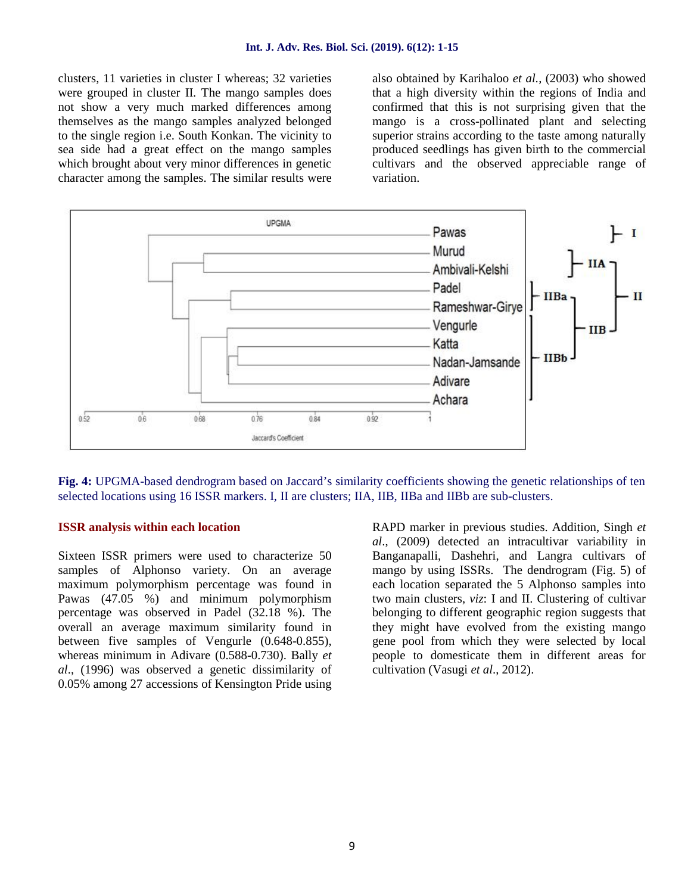clusters, 11 varieties in cluster I whereas; 32 varieties were grouped in cluster II. The mango samples does not show a very much marked differences among themselves as the mango samples analyzed belonged to the single region i.e. South Konkan. The vicinity to sea side had a great effect on the mango samples which brought about very minor differences in genetic character among the samples. The similar results were also obtained by Karihaloo *et al.*, (2003) who showed that a high diversity within the regions of India and confirmed that this is not surprising given that the mango is a cross-pollinated plant and selecting superior strains according to the taste among naturally produced seedlings has given birth to the commercial cultivars and the observed appreciable range of variation.

**Fig. 4:** UPGMA-based dendrogram based on Jaccard's similarity coefficients showing the genetic relationships of ten selected locations using 16 ISSR markers. I, II are clusters; IIA, IIB, IIBa and IIBb are sub-clusters.

### ISSR analysis within each location

Sixteen ISSR primers were used to characterize 50 samples of Alphonso variety. On an average maximum polymorphism percentage was found in Pawas (47.05 %) and minimum polymorphism percentage was observed in Padel (32.18 %). The overall an average maximum similarity found in between five samples of Vengurle (0.648-0.855), whereas minimum in Adivare (0.588-0.730). Bally *et al*., (1996) was observed a genetic dissimilarity of 0.05% among 27 accessions of Kensington Pride using RAPD marker in previous studies. Addition, Singh *et al*., (2009) detected an intracultivar variability in Banganapalli, Dashehri, and Langra cultivars of mango by using ISSRs. The dendrogram (Fig. 5) of each location separated the 5 Alphonso samples into two main clusters, *viz*: I and II. Clustering of cultivar belonging to different geographic region suggests that they might have evolved from the existing mango gene pool from which they were selected by local people to domesticate them in different areas for cultivation (Vasugi *et al*., 2012).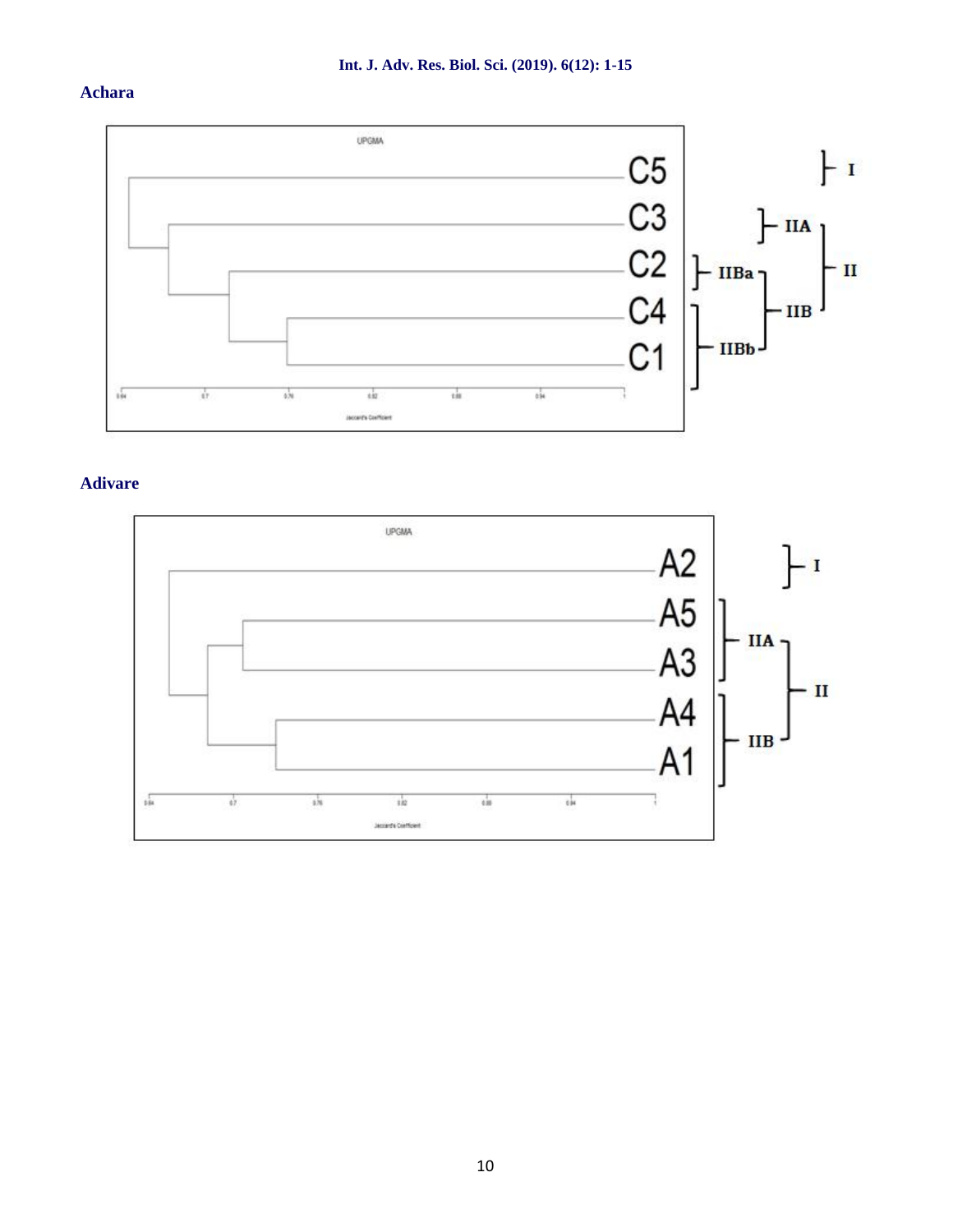**Achara**

**Adivare**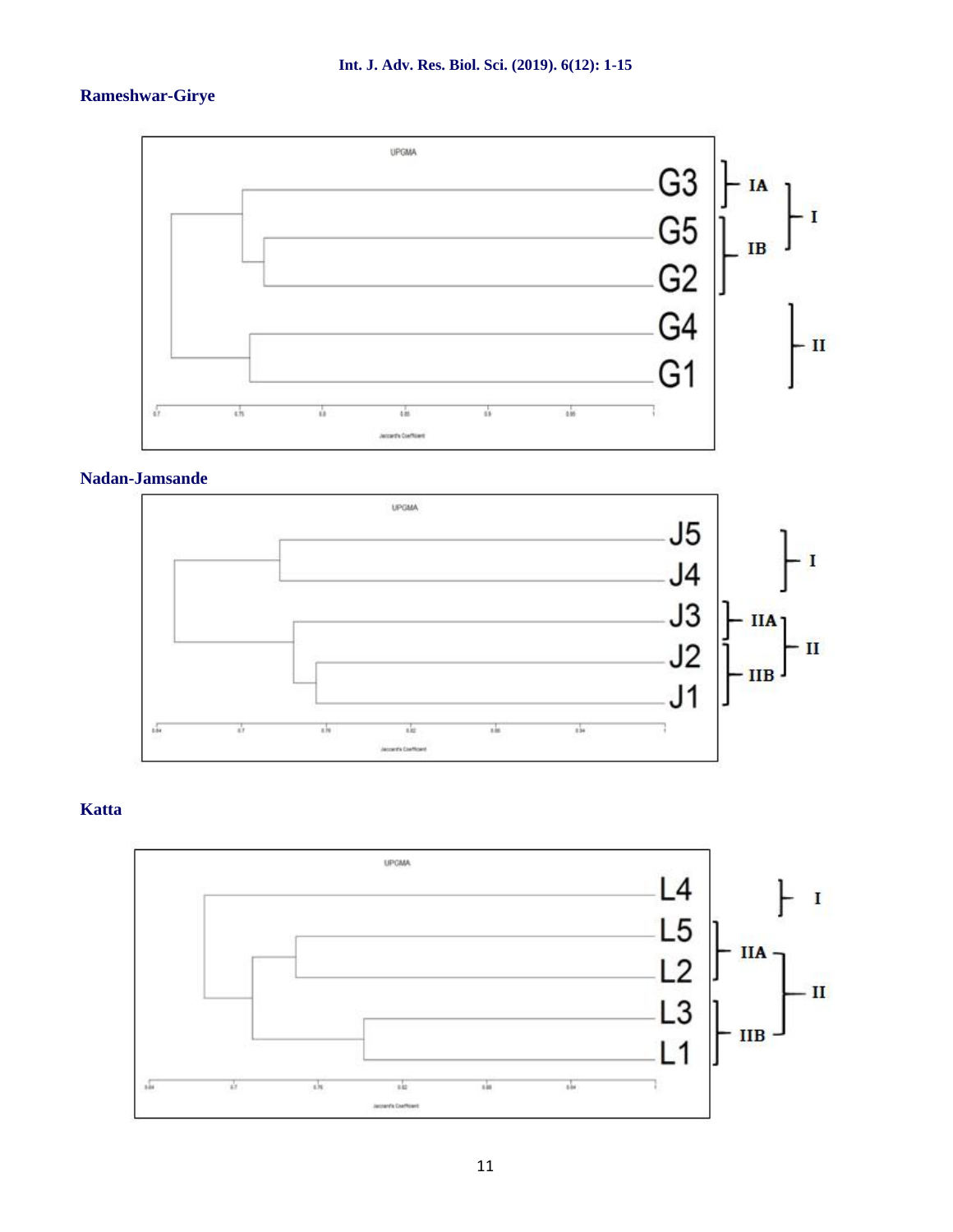**Rameshwar-Girye**

UPGMA

G3 — IA — I
G5 — IB — I
G2 — IB — I
G4 — II
G1 — II

Jaccard's Coefficient

**Nadan-Jamsande**

UPGMA

J5 — I
J4 — I
J3 — IIA — II
J2 — IIB — II
J1 — IIB — II

Jaccard's Coefficient

**Katta**

UPGMA

L4 — I
L5 — IIA — II
L2 — IIA — II
L3 — IIB — II
L1 — IIB — II

Jaccard's Coefficient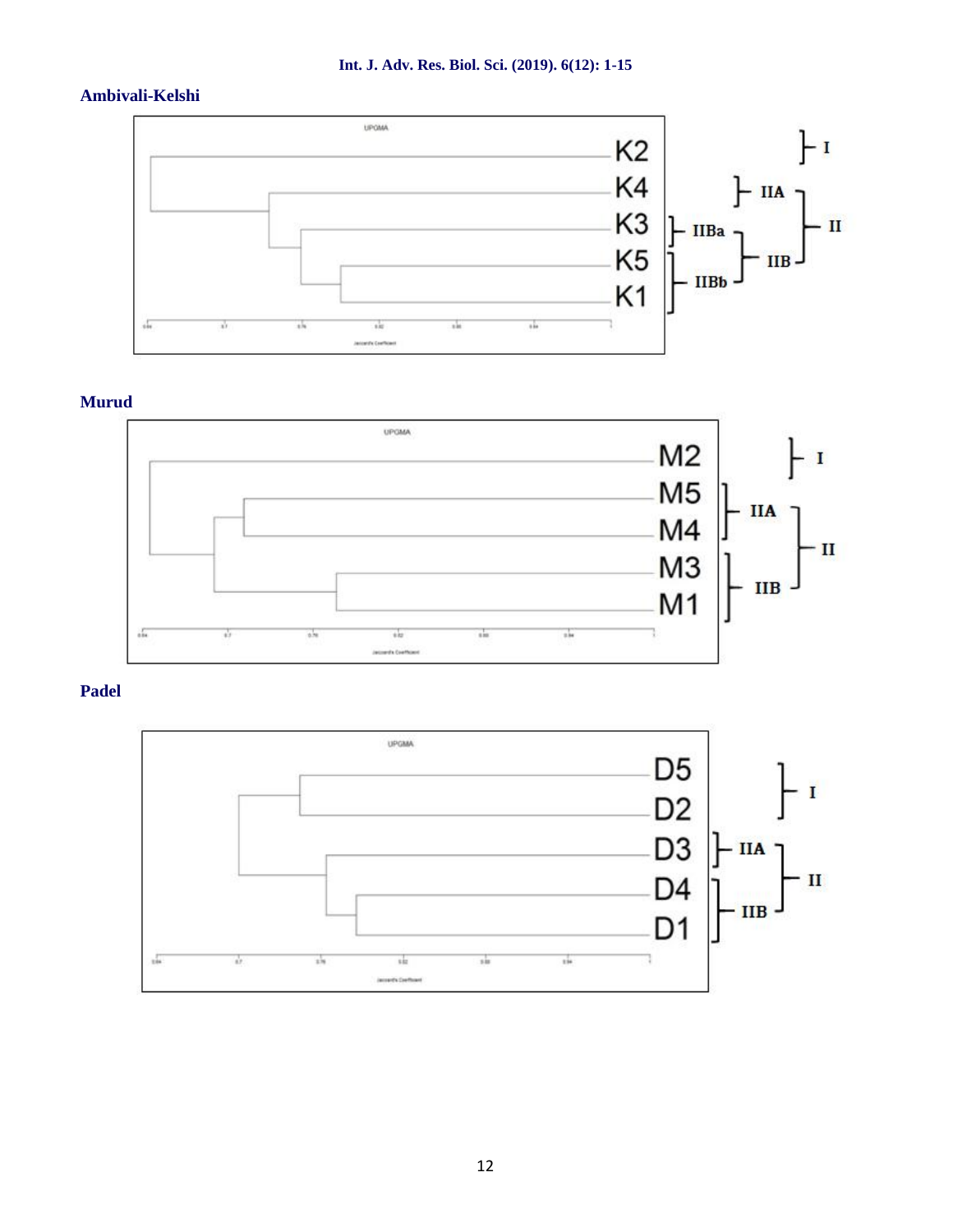**Ambivali-Kelshi**

**Murud**

**Padel**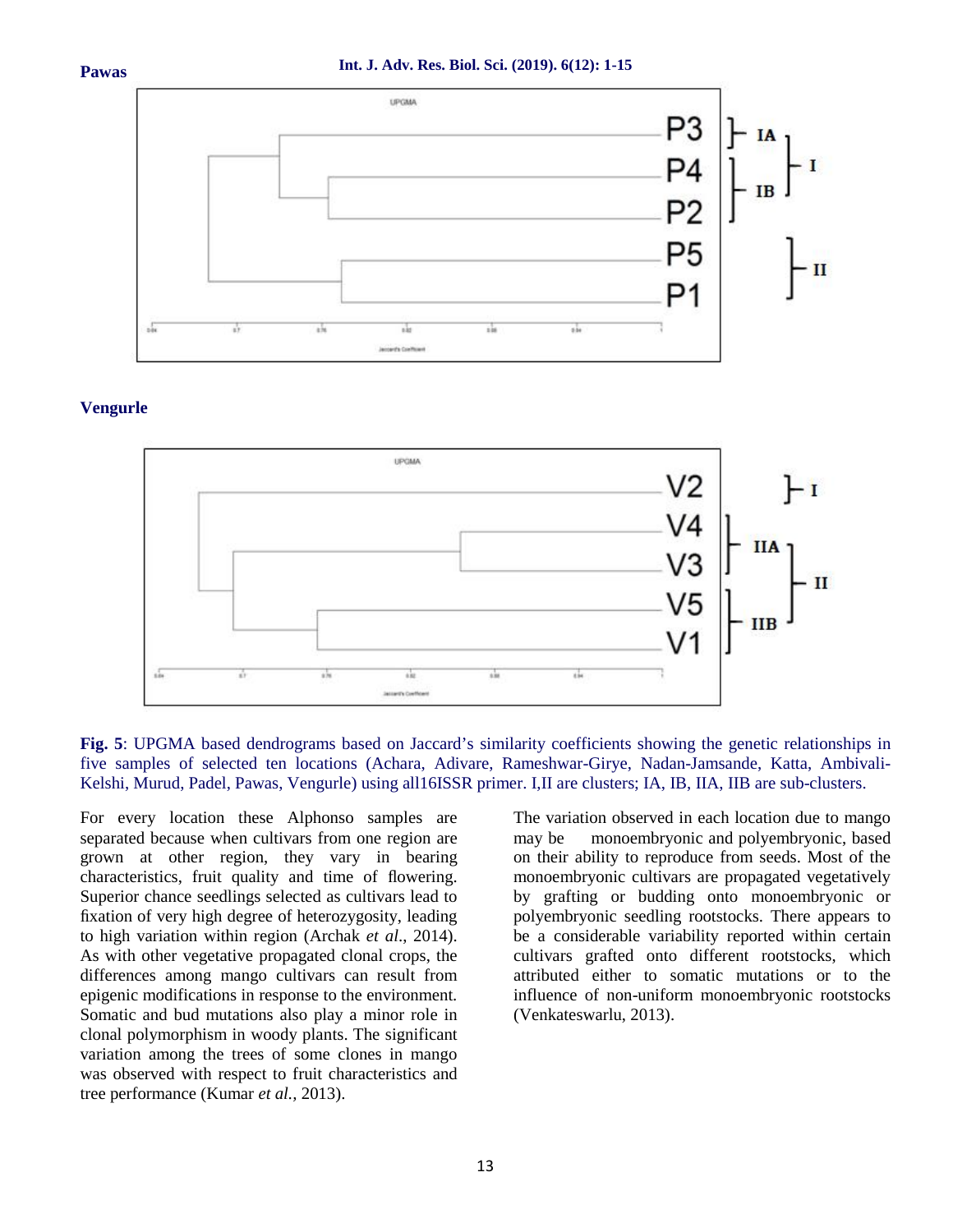**Pawas**

**Vengurle**

**Fig. 5**: UPGMA based dendrograms based on Jaccard's similarity coefficients showing the genetic relationships in five samples of selected ten locations (Achara, Adivare, Rameshwar-Girye, Nadan-Jamsande, Katta, Ambivali-Kelshi, Murud, Padel, Pawas, Vengurle) using all16ISSR primer. I,II are clusters; IA, IB, IIA, IIB are sub-clusters.

For every location these Alphonso samples are separated because when cultivars from one region are grown at other region, they vary in bearing characteristics, fruit quality and time of flowering. Superior chance seedlings selected as cultivars lead to fixation of very high degree of heterozygosity, leading to high variation within region (Archak *et al*., 2014). As with other vegetative propagated clonal crops, the differences among mango cultivars can result from epigenic modifications in response to the environment. Somatic and bud mutations also play a minor role in clonal polymorphism in woody plants. The significant variation among the trees of some clones in mango was observed with respect to fruit characteristics and tree performance (Kumar *et al.,* 2013).

The variation observed in each location due to mango may be monoembryonic and polyembryonic, based on their ability to reproduce from seeds. Most of the monoembryonic cultivars are propagated vegetatively by grafting or budding onto monoembryonic or polyembryonic seedling rootstocks. There appears to be a considerable variability reported within certain cultivars grafted onto different rootstocks, which attributed either to somatic mutations or to the influence of non-uniform monoembryonic rootstocks (Venkateswarlu, 2013).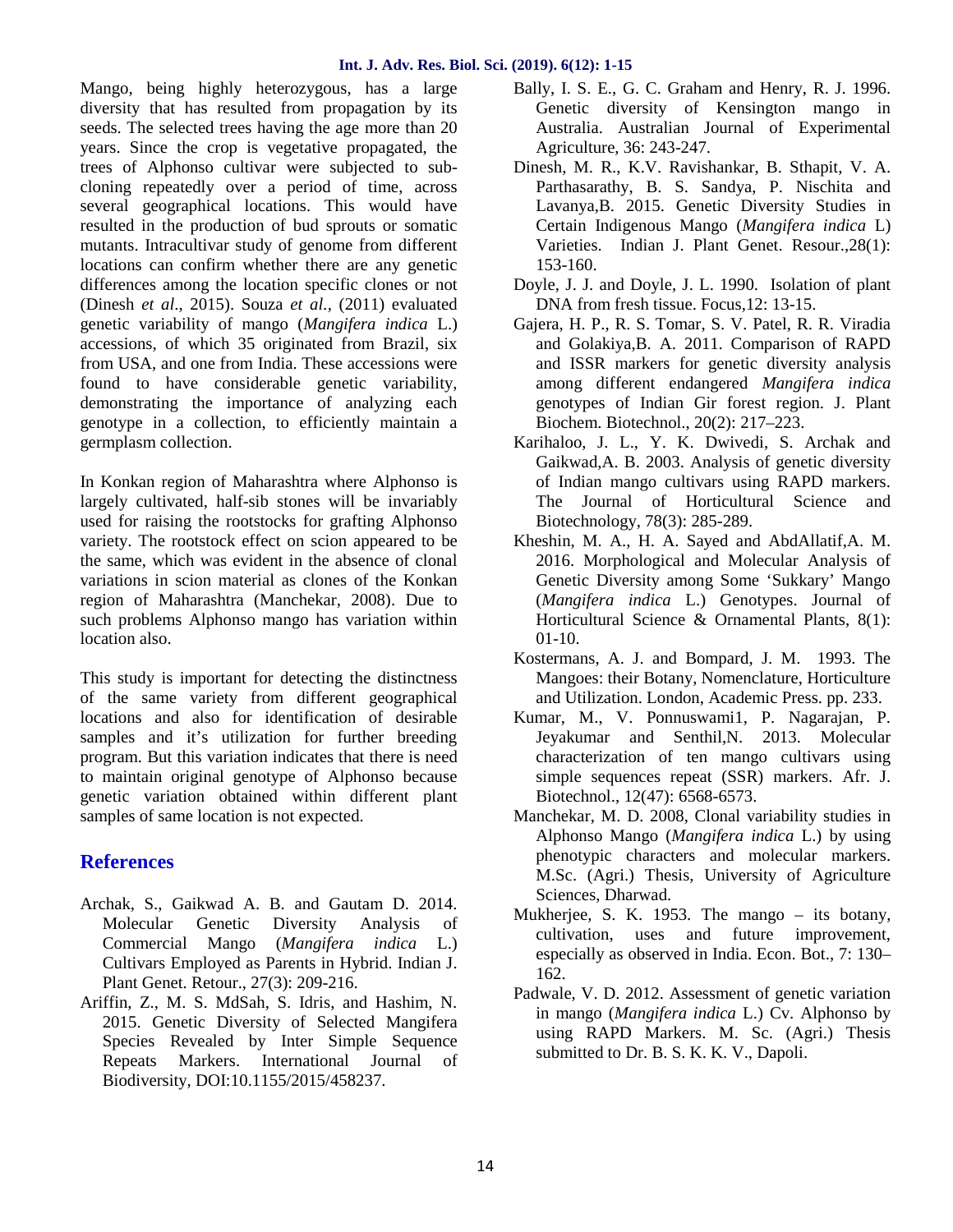Mango, being highly heterozygous, has a large diversity that has resulted from propagation by its seeds. The selected trees having the age more than 20 years. Since the crop is vegetative propagated, the trees of Alphonso cultivar were subjected to sub-cloning repeatedly over a period of time, across several geographical locations. This would have resulted in the production of bud sprouts or somatic mutants. Intracultivar study of genome from different locations can confirm whether there are any genetic differences among the location specific clones or not (Dinesh *et al*., 2015). Souza *et al.*, (2011) evaluated genetic variability of mango (*Mangifera indica* L.) accessions, of which 35 originated from Brazil, six from USA, and one from India. These accessions were found to have considerable genetic variability, demonstrating the importance of analyzing each genotype in a collection, to efficiently maintain a germplasm collection.

In Konkan region of Maharashtra where Alphonso is largely cultivated, half-sib stones will be invariably used for raising the rootstocks for grafting Alphonso variety. The rootstock effect on scion appeared to be the same, which was evident in the absence of clonal variations in scion material as clones of the Konkan region of Maharashtra (Manchekar, 2008). Due to such problems Alphonso mango has variation within location also.

This study is important for detecting the distinctness of the same variety from different geographical locations and also for identification of desirable samples and it's utilization for further breeding program. But this variation indicates that there is need to maintain original genotype of Alphonso because genetic variation obtained within different plant samples of same location is not expected.

## References

Archak, S., Gaikwad A. B. and Gautam D. 2014. Molecular Genetic Diversity Analysis of Commercial Mango (*Mangifera indica* L.) Cultivars Employed as Parents in Hybrid. Indian J. Plant Genet. Retour., 27(3): 209-216.

Ariffin, Z., M. S. MdSah, S. Idris, and Hashim, N. 2015. Genetic Diversity of Selected Mangifera Species Revealed by Inter Simple Sequence Repeats Markers. International Journal of Biodiversity, DOI:10.1155/2015/458237.

Bally, I. S. E., G. C. Graham and Henry, R. J. 1996. Genetic diversity of Kensington mango in Australia. Australian Journal of Experimental Agriculture, 36: 243-247.

Dinesh, M. R., K.V. Ravishankar, B. Sthapit, V. A. Parthasarathy, B. S. Sandya, P. Nischita and Lavanya,B. 2015. Genetic Diversity Studies in Certain Indigenous Mango (*Mangifera indica* L) Varieties. Indian J. Plant Genet. Resour.,28(1): 153-160.

Doyle, J. J. and Doyle, J. L. 1990. Isolation of plant DNA from fresh tissue. Focus,12: 13-15.

Gajera, H. P., R. S. Tomar, S. V. Patel, R. R. Viradia and Golakiya,B. A. 2011. Comparison of RAPD and ISSR markers for genetic diversity analysis among different endangered *Mangifera indica* genotypes of Indian Gir forest region. J. Plant Biochem. Biotechnol., 20(2): 217–223.

Karihaloo, J. L., Y. K. Dwivedi, S. Archak and Gaikwad,A. B. 2003. Analysis of genetic diversity of Indian mango cultivars using RAPD markers. The Journal of Horticultural Science and Biotechnology, 78(3): 285-289.

Kheshin, M. A., H. A. Sayed and AbdAllatif,A. M. 2016. Morphological and Molecular Analysis of Genetic Diversity among Some 'Sukkary' Mango (*Mangifera indica* L.) Genotypes. Journal of Horticultural Science & Ornamental Plants, 8(1): 01-10.

Kostermans, A. J. and Bompard, J. M. 1993. The Mangoes: their Botany, Nomenclature, Horticulture and Utilization. London, Academic Press. pp. 233.

Kumar, M., V. Ponnuswami1, P. Nagarajan, P. Jeyakumar and Senthil,N. 2013. Molecular characterization of ten mango cultivars using simple sequences repeat (SSR) markers. Afr. J. Biotechnol., 12(47): 6568-6573.

Manchekar, M. D. 2008, Clonal variability studies in Alphonso Mango (*Mangifera indica* L.) by using phenotypic characters and molecular markers. M.Sc. (Agri.) Thesis, University of Agriculture Sciences, Dharwad.

Mukherjee, S. K. 1953. The mango – its botany, cultivation, uses and future improvement, especially as observed in India. Econ. Bot., 7: 130–162.

Padwale, V. D. 2012. Assessment of genetic variation in mango (*Mangifera indica* L.) Cv. Alphonso by using RAPD Markers. M. Sc. (Agri.) Thesis submitted to Dr. B. S. K. K. V., Dapoli.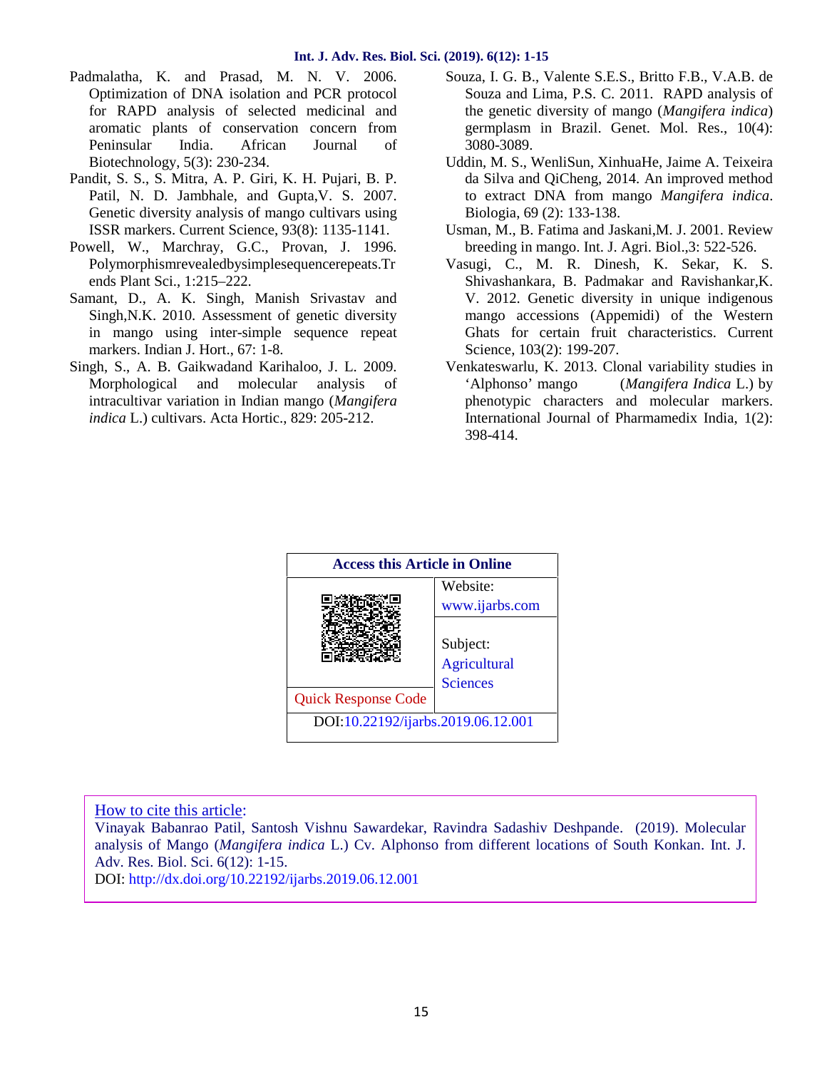Padmalatha, K. and Prasad, M. N. V. 2006. Optimization of DNA isolation and PCR protocol for RAPD analysis of selected medicinal and aromatic plants of conservation concern from Peninsular India. African Journal of Biotechnology, 5(3): 230-234.

Pandit, S. S., S. Mitra, A. P. Giri, K. H. Pujari, B. P. Patil, N. D. Jambhale, and Gupta,V. S. 2007. Genetic diversity analysis of mango cultivars using ISSR markers. Current Science, 93(8): 1135-1141.

Powell, W., Marchray, G.C., Provan, J. 1996. Polymorphismrevealedbysimplesequencerepeats.Trends Plant Sci., 1:215–222.

Samant, D., A. K. Singh, Manish Srivastav and Singh,N.K. 2010. Assessment of genetic diversity in mango using inter-simple sequence repeat markers. Indian J. Hort., 67: 1-8.

Singh, S., A. B. Gaikwadand Karihaloo, J. L. 2009. Morphological and molecular analysis of intracultivar variation in Indian mango (*Mangifera indica* L.) cultivars. Acta Hortic., 829: 205-212.

Souza, I. G. B., Valente S.E.S., Britto F.B., V.A.B. de Souza and Lima, P.S. C. 2011. RAPD analysis of the genetic diversity of mango (*Mangifera indica*) germplasm in Brazil. Genet. Mol. Res., 10(4): 3080-3089.

Uddin, M. S., WenliSun, XinhuaHe, Jaime A. Teixeira da Silva and QiCheng, 2014. An improved method to extract DNA from mango *Mangifera indica*. Biologia, 69 (2): 133-138.

Usman, M., B. Fatima and Jaskani,M. J. 2001. Review breeding in mango. Int. J. Agri. Biol.,3: 522-526.

Vasugi, C., M. R. Dinesh, K. Sekar, K. S. Shivashankara, B. Padmakar and Ravishankar,K. V. 2012. Genetic diversity in unique indigenous mango accessions (Appemidi) of the Western Ghats for certain fruit characteristics. Current Science, 103(2): 199-207.

Venkateswarlu, K. 2013. Clonal variability studies in 'Alphonso' mango (*Mangifera Indica* L.) by phenotypic characters and molecular markers. International Journal of Pharmamedix India, 1(2): 398-414.

| Access this Article in Online | |
|---|---|
| | Website: www.ijarbs.com |
| Quick Response Code | Subject: Agricultural Sciences |
| DOI:10.22192/ijarbs.2019.06.12.001 | |

How to cite this article:

Vinayak Babanrao Patil, Santosh Vishnu Sawardekar, Ravindra Sadashiv Deshpande. (2019). Molecular analysis of Mango (*Mangifera indica* L.) Cv. Alphonso from different locations of South Konkan. Int. J. Adv. Res. Biol. Sci. 6(12): 1-15.

DOI: http://dx.doi.org/10.22192/ijarbs.2019.06.12.001